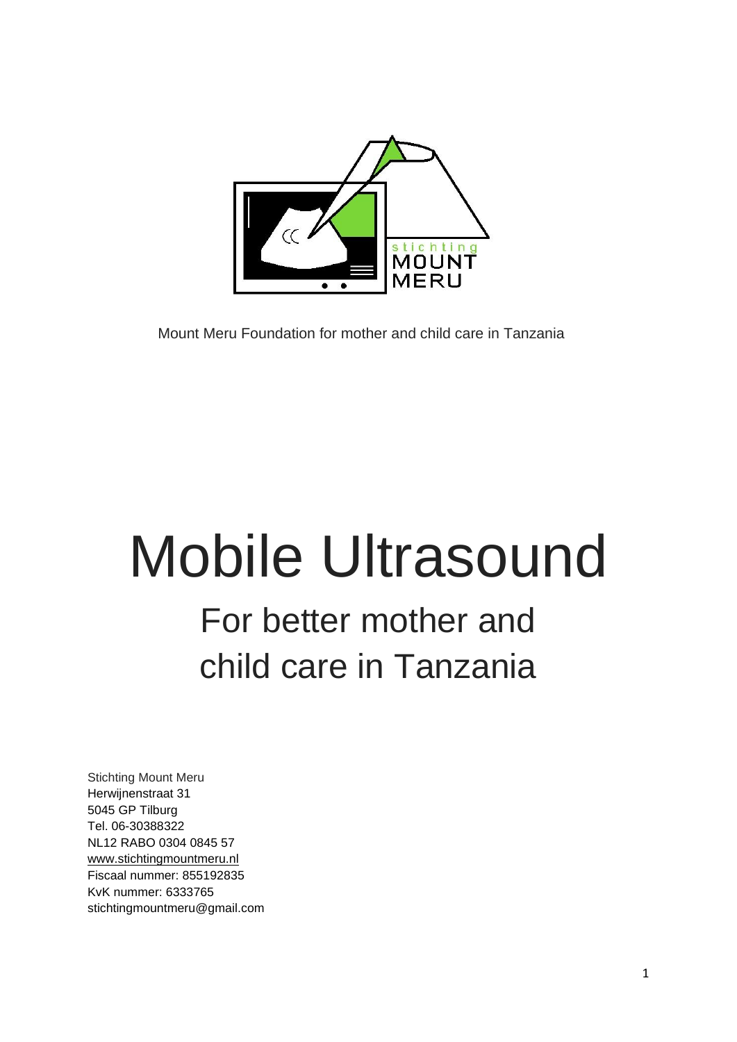stichting MOUNT MERU

Mount Meru Foundation for mother and child care in Tanzania

# Mobile Ultrasound

## For better mother and child care in Tanzania

Stichting Mount Meru
Herwijnenstraat 31
5045 GP Tilburg
Tel. 06-30388322
NL12 RABO 0304 0845 57
www.stichtingmountmeru.nl
Fiscaal nummer: 855192835
KvK nummer: 6333765
stichtingmountmeru@gmail.com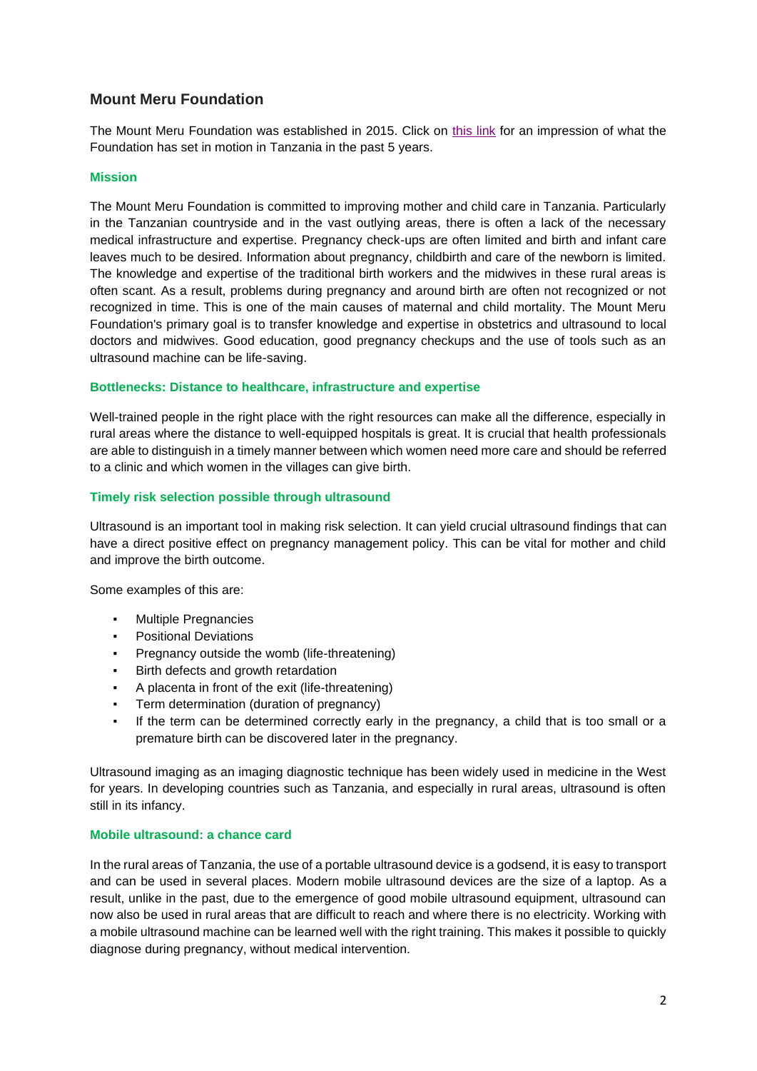## Mount Meru Foundation

The Mount Meru Foundation was established in 2015. Click on this link for an impression of what the Foundation has set in motion in Tanzania in the past 5 years.

### Mission

The Mount Meru Foundation is committed to improving mother and child care in Tanzania. Particularly in the Tanzanian countryside and in the vast outlying areas, there is often a lack of the necessary medical infrastructure and expertise. Pregnancy check-ups are often limited and birth and infant care leaves much to be desired. Information about pregnancy, childbirth and care of the newborn is limited. The knowledge and expertise of the traditional birth workers and the midwives in these rural areas is often scant. As a result, problems during pregnancy and around birth are often not recognized or not recognized in time. This is one of the main causes of maternal and child mortality. The Mount Meru Foundation's primary goal is to transfer knowledge and expertise in obstetrics and ultrasound to local doctors and midwives. Good education, good pregnancy checkups and the use of tools such as an ultrasound machine can be life-saving.

### Bottlenecks: Distance to healthcare, infrastructure and expertise

Well-trained people in the right place with the right resources can make all the difference, especially in rural areas where the distance to well-equipped hospitals is great. It is crucial that health professionals are able to distinguish in a timely manner between which women need more care and should be referred to a clinic and which women in the villages can give birth.

### Timely risk selection possible through ultrasound

Ultrasound is an important tool in making risk selection. It can yield crucial ultrasound findings that can have a direct positive effect on pregnancy management policy. This can be vital for mother and child and improve the birth outcome.

Some examples of this are:

- Multiple Pregnancies
- Positional Deviations
- Pregnancy outside the womb (life-threatening)
- Birth defects and growth retardation
- A placenta in front of the exit (life-threatening)
- Term determination (duration of pregnancy)
- If the term can be determined correctly early in the pregnancy, a child that is too small or a premature birth can be discovered later in the pregnancy.

Ultrasound imaging as an imaging diagnostic technique has been widely used in medicine in the West for years. In developing countries such as Tanzania, and especially in rural areas, ultrasound is often still in its infancy.

### Mobile ultrasound: a chance card

In the rural areas of Tanzania, the use of a portable ultrasound device is a godsend, it is easy to transport and can be used in several places. Modern mobile ultrasound devices are the size of a laptop. As a result, unlike in the past, due to the emergence of good mobile ultrasound equipment, ultrasound can now also be used in rural areas that are difficult to reach and where there is no electricity. Working with a mobile ultrasound machine can be learned well with the right training. This makes it possible to quickly diagnose during pregnancy, without medical intervention.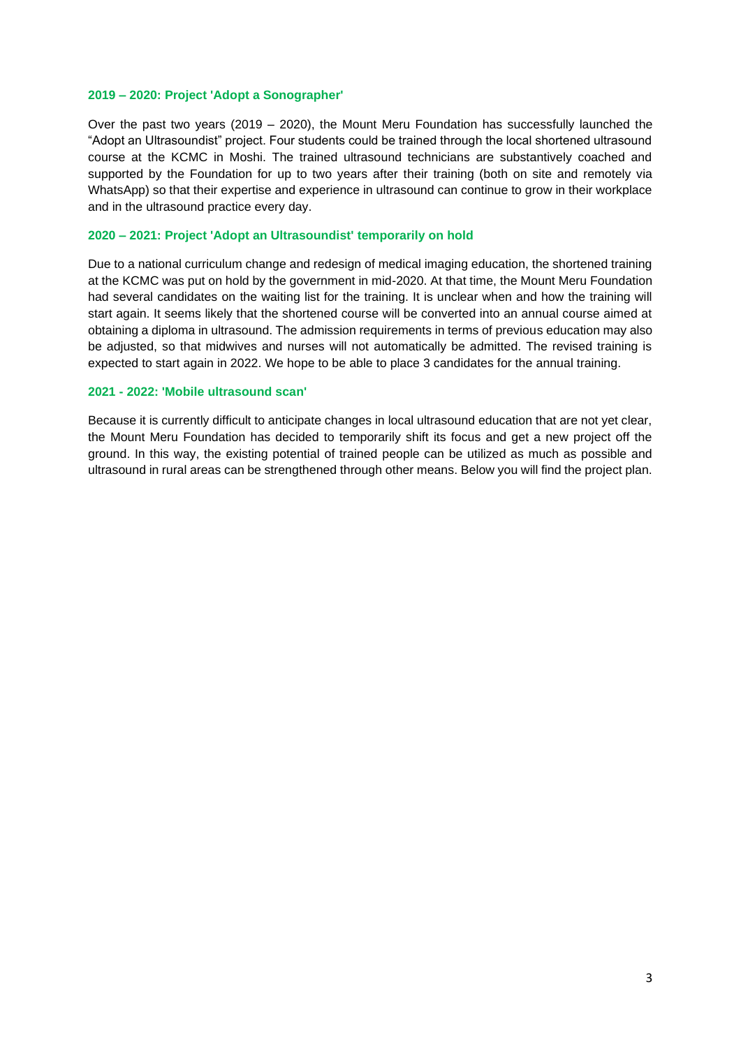### 2019 – 2020: Project 'Adopt a Sonographer'

Over the past two years (2019 – 2020), the Mount Meru Foundation has successfully launched the "Adopt an Ultrasoundist" project. Four students could be trained through the local shortened ultrasound course at the KCMC in Moshi. The trained ultrasound technicians are substantively coached and supported by the Foundation for up to two years after their training (both on site and remotely via WhatsApp) so that their expertise and experience in ultrasound can continue to grow in their workplace and in the ultrasound practice every day.

### 2020 – 2021: Project 'Adopt an Ultrasoundist' temporarily on hold

Due to a national curriculum change and redesign of medical imaging education, the shortened training at the KCMC was put on hold by the government in mid-2020. At that time, the Mount Meru Foundation had several candidates on the waiting list for the training. It is unclear when and how the training will start again. It seems likely that the shortened course will be converted into an annual course aimed at obtaining a diploma in ultrasound. The admission requirements in terms of previous education may also be adjusted, so that midwives and nurses will not automatically be admitted. The revised training is expected to start again in 2022. We hope to be able to place 3 candidates for the annual training.

### 2021 - 2022: 'Mobile ultrasound scan'

Because it is currently difficult to anticipate changes in local ultrasound education that are not yet clear, the Mount Meru Foundation has decided to temporarily shift its focus and get a new project off the ground. In this way, the existing potential of trained people can be utilized as much as possible and ultrasound in rural areas can be strengthened through other means. Below you will find the project plan.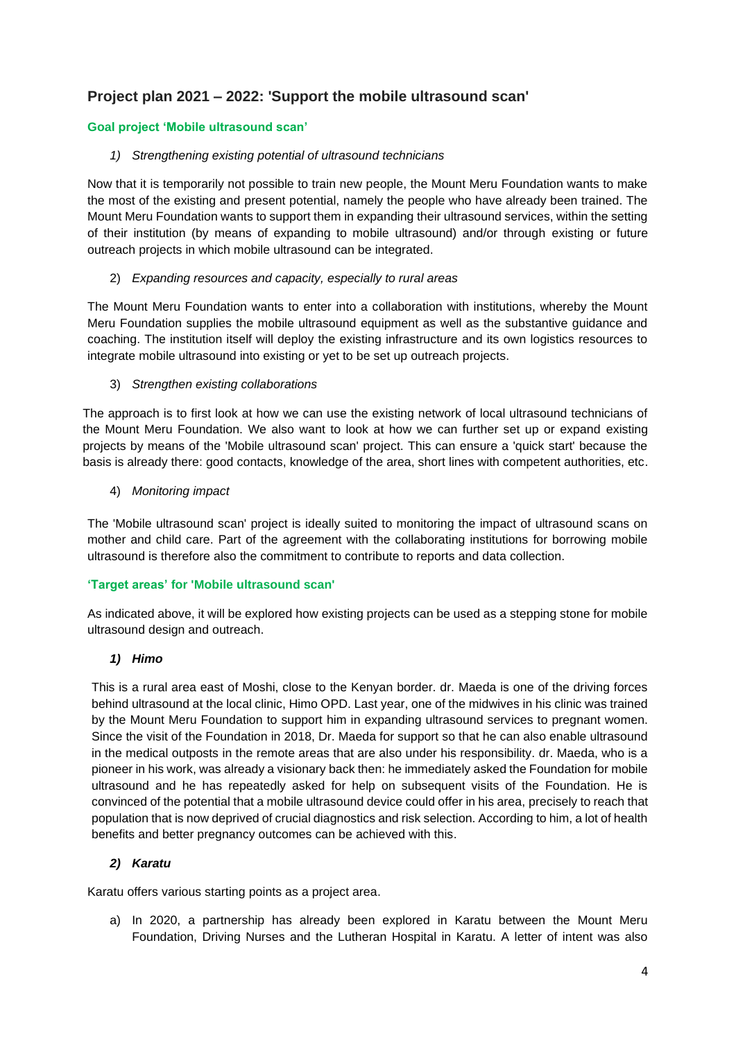## Project plan 2021 – 2022: 'Support the mobile ultrasound scan'

### Goal project 'Mobile ultrasound scan'

1) *Strengthening existing potential of ultrasound technicians*

Now that it is temporarily not possible to train new people, the Mount Meru Foundation wants to make the most of the existing and present potential, namely the people who have already been trained. The Mount Meru Foundation wants to support them in expanding their ultrasound services, within the setting of their institution (by means of expanding to mobile ultrasound) and/or through existing or future outreach projects in which mobile ultrasound can be integrated.

2) *Expanding resources and capacity, especially to rural areas*

The Mount Meru Foundation wants to enter into a collaboration with institutions, whereby the Mount Meru Foundation supplies the mobile ultrasound equipment as well as the substantive guidance and coaching. The institution itself will deploy the existing infrastructure and its own logistics resources to integrate mobile ultrasound into existing or yet to be set up outreach projects.

3) *Strengthen existing collaborations*

The approach is to first look at how we can use the existing network of local ultrasound technicians of the Mount Meru Foundation. We also want to look at how we can further set up or expand existing projects by means of the 'Mobile ultrasound scan' project. This can ensure a 'quick start' because the basis is already there: good contacts, knowledge of the area, short lines with competent authorities, etc.

4) *Monitoring impact*

The 'Mobile ultrasound scan' project is ideally suited to monitoring the impact of ultrasound scans on mother and child care. Part of the agreement with the collaborating institutions for borrowing mobile ultrasound is therefore also the commitment to contribute to reports and data collection.

### 'Target areas' for 'Mobile ultrasound scan'

As indicated above, it will be explored how existing projects can be used as a stepping stone for mobile ultrasound design and outreach.

***1) Himo***

This is a rural area east of Moshi, close to the Kenyan border. dr. Maeda is one of the driving forces behind ultrasound at the local clinic, Himo OPD. Last year, one of the midwives in his clinic was trained by the Mount Meru Foundation to support him in expanding ultrasound services to pregnant women. Since the visit of the Foundation in 2018, Dr. Maeda for support so that he can also enable ultrasound in the medical outposts in the remote areas that are also under his responsibility. dr. Maeda, who is a pioneer in his work, was already a visionary back then: he immediately asked the Foundation for mobile ultrasound and he has repeatedly asked for help on subsequent visits of the Foundation. He is convinced of the potential that a mobile ultrasound device could offer in his area, precisely to reach that population that is now deprived of crucial diagnostics and risk selection. According to him, a lot of health benefits and better pregnancy outcomes can be achieved with this.

***2) Karatu***

Karatu offers various starting points as a project area.

a) In 2020, a partnership has already been explored in Karatu between the Mount Meru Foundation, Driving Nurses and the Lutheran Hospital in Karatu. A letter of intent was also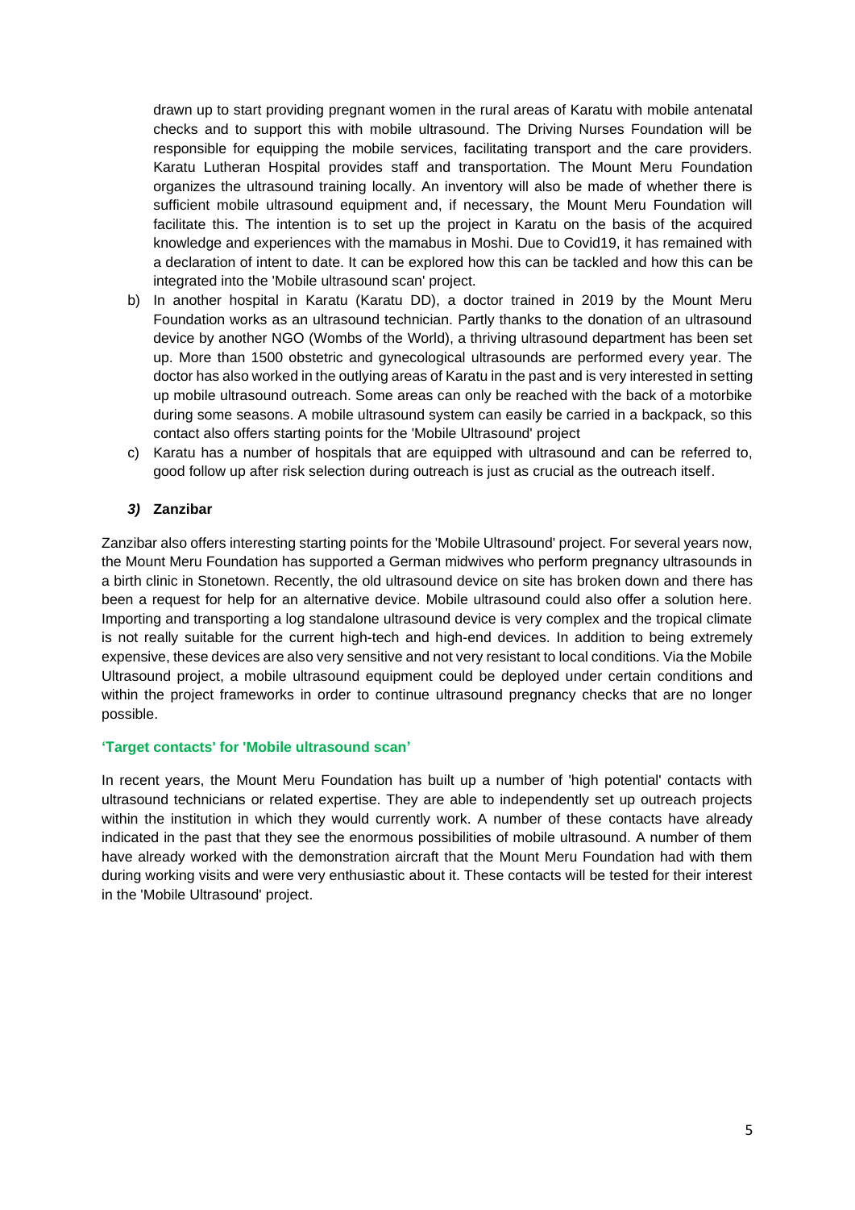drawn up to start providing pregnant women in the rural areas of Karatu with mobile antenatal checks and to support this with mobile ultrasound. The Driving Nurses Foundation will be responsible for equipping the mobile services, facilitating transport and the care providers. Karatu Lutheran Hospital provides staff and transportation. The Mount Meru Foundation organizes the ultrasound training locally. An inventory will also be made of whether there is sufficient mobile ultrasound equipment and, if necessary, the Mount Meru Foundation will facilitate this. The intention is to set up the project in Karatu on the basis of the acquired knowledge and experiences with the mamabus in Moshi. Due to Covid19, it has remained with a declaration of intent to date. It can be explored how this can be tackled and how this can be integrated into the 'Mobile ultrasound scan' project.

b) In another hospital in Karatu (Karatu DD), a doctor trained in 2019 by the Mount Meru Foundation works as an ultrasound technician. Partly thanks to the donation of an ultrasound device by another NGO (Wombs of the World), a thriving ultrasound department has been set up. More than 1500 obstetric and gynecological ultrasounds are performed every year. The doctor has also worked in the outlying areas of Karatu in the past and is very interested in setting up mobile ultrasound outreach. Some areas can only be reached with the back of a motorbike during some seasons. A mobile ultrasound system can easily be carried in a backpack, so this contact also offers starting points for the 'Mobile Ultrasound' project

c) Karatu has a number of hospitals that are equipped with ultrasound and can be referred to, good follow up after risk selection during outreach is just as crucial as the outreach itself.

### *3)* Zanzibar

Zanzibar also offers interesting starting points for the 'Mobile Ultrasound' project. For several years now, the Mount Meru Foundation has supported a German midwives who perform pregnancy ultrasounds in a birth clinic in Stonetown. Recently, the old ultrasound device on site has broken down and there has been a request for help for an alternative device. Mobile ultrasound could also offer a solution here. Importing and transporting a log standalone ultrasound device is very complex and the tropical climate is not really suitable for the current high-tech and high-end devices. In addition to being extremely expensive, these devices are also very sensitive and not very resistant to local conditions. Via the Mobile Ultrasound project, a mobile ultrasound equipment could be deployed under certain conditions and within the project frameworks in order to continue ultrasound pregnancy checks that are no longer possible.

**'Target contacts' for 'Mobile ultrasound scan'**

In recent years, the Mount Meru Foundation has built up a number of 'high potential' contacts with ultrasound technicians or related expertise. They are able to independently set up outreach projects within the institution in which they would currently work. A number of these contacts have already indicated in the past that they see the enormous possibilities of mobile ultrasound. A number of them have already worked with the demonstration aircraft that the Mount Meru Foundation had with them during working visits and were very enthusiastic about it. These contacts will be tested for their interest in the 'Mobile Ultrasound' project.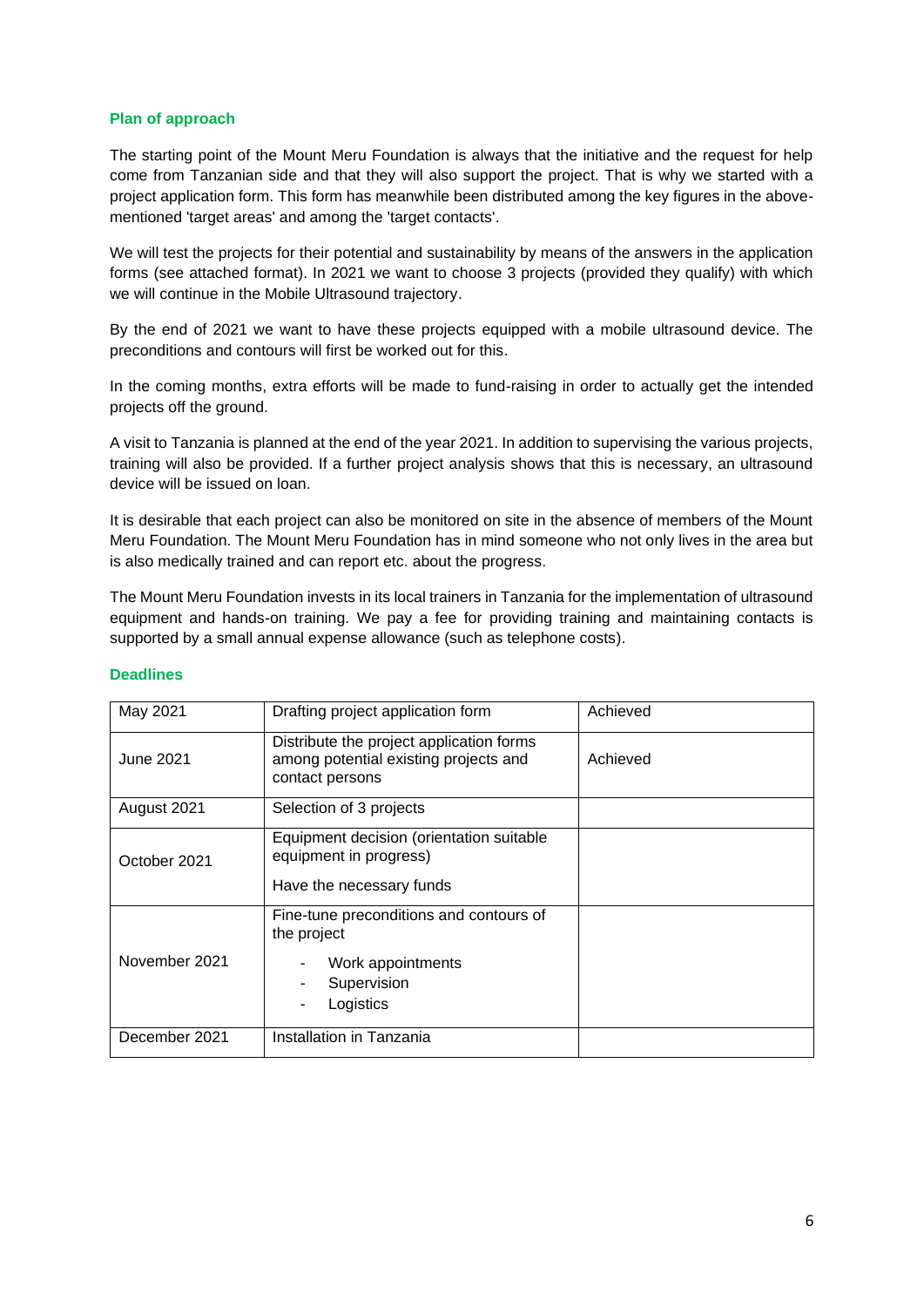### Plan of approach

The starting point of the Mount Meru Foundation is always that the initiative and the request for help come from Tanzanian side and that they will also support the project. That is why we started with a project application form. This form has meanwhile been distributed among the key figures in the above-mentioned 'target areas' and among the 'target contacts'.

We will test the projects for their potential and sustainability by means of the answers in the application forms (see attached format). In 2021 we want to choose 3 projects (provided they qualify) with which we will continue in the Mobile Ultrasound trajectory.

By the end of 2021 we want to have these projects equipped with a mobile ultrasound device. The preconditions and contours will first be worked out for this.

In the coming months, extra efforts will be made to fund-raising in order to actually get the intended projects off the ground.

A visit to Tanzania is planned at the end of the year 2021. In addition to supervising the various projects, training will also be provided. If a further project analysis shows that this is necessary, an ultrasound device will be issued on loan.

It is desirable that each project can also be monitored on site in the absence of members of the Mount Meru Foundation. The Mount Meru Foundation has in mind someone who not only lives in the area but is also medically trained and can report etc. about the progress.

The Mount Meru Foundation invests in its local trainers in Tanzania for the implementation of ultrasound equipment and hands-on training. We pay a fee for providing training and maintaining contacts is supported by a small annual expense allowance (such as telephone costs).

### Deadlines

| | | |
|---|---|---|
| May 2021 | Drafting project application form | Achieved |
| June 2021 | Distribute the project application forms among potential existing projects and contact persons | Achieved |
| August 2021 | Selection of 3 projects | |
| October 2021 | Equipment decision (orientation suitable equipment in progress)<br>Have the necessary funds | |
| November 2021 | Fine-tune preconditions and contours of the project<br>- Work appointments<br>- Supervision<br>- Logistics | |
| December 2021 | Installation in Tanzania | |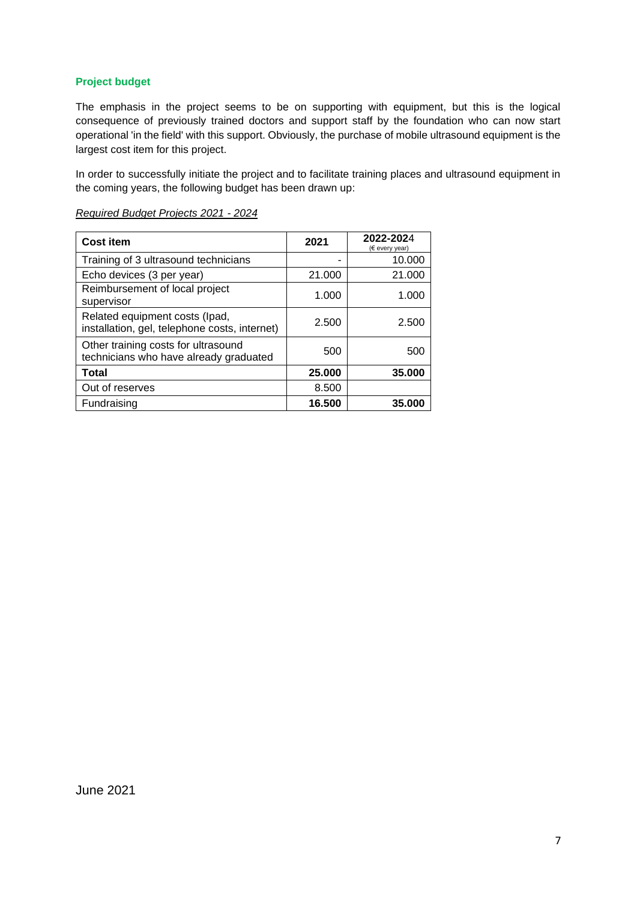### Project budget

The emphasis in the project seems to be on supporting with equipment, but this is the logical consequence of previously trained doctors and support staff by the foundation who can now start operational 'in the field' with this support. Obviously, the purchase of mobile ultrasound equipment is the largest cost item for this project.

In order to successfully initiate the project and to facilitate training places and ultrasound equipment in the coming years, the following budget has been drawn up:

*Required Budget Projects 2021 - 2024*

| Cost item | 2021 | 2022-2024 (€ every year) |
|---|---|---|
| Training of 3 ultrasound technicians | - | 10.000 |
| Echo devices (3 per year) | 21.000 | 21.000 |
| Reimbursement of local project supervisor | 1.000 | 1.000 |
| Related equipment costs (Ipad, installation, gel, telephone costs, internet) | 2.500 | 2.500 |
| Other training costs for ultrasound technicians who have already graduated | 500 | 500 |
| **Total** | **25.000** | **35.000** |
| Out of reserves | 8.500 | |
| Fundraising | **16.500** | **35.000** |

June 2021